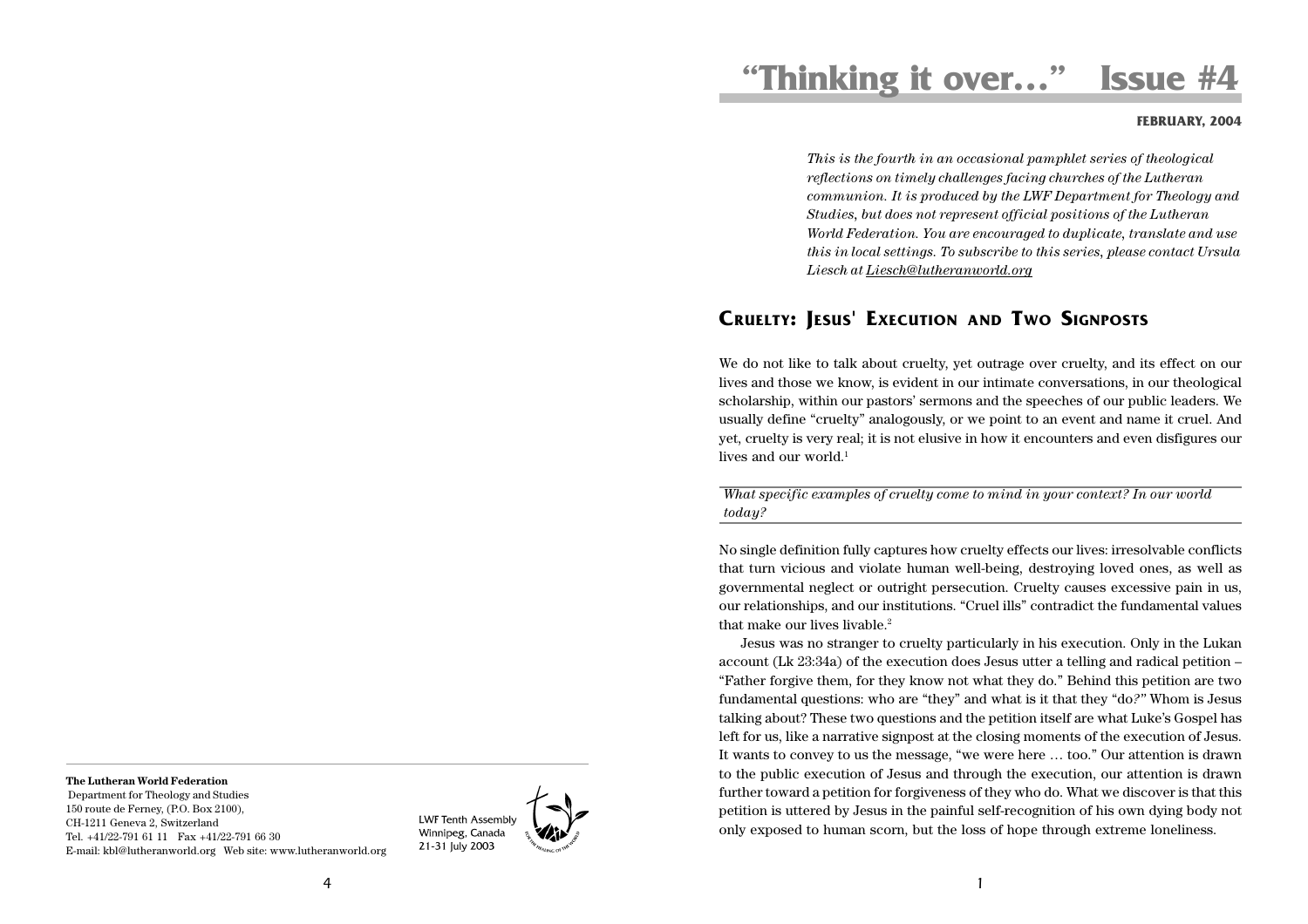**The Lutheran World Federation**
Department for Theology and Studies
150 route de Ferney, (P.O. Box 2100),
CH-1211 Geneva 2, Switzerland
Tel. +41/22-791 61 11 Fax +41/22-791 66 30
E-mail: kbl@lutheranworld.org Web site: www.lutheranworld.org

LWF Tenth Assembly
Winnipeg, Canada
21-31 July 2003

# "Thinking it over..." Issue #4

**FEBRUARY, 2004**

*This is the fourth in an occasional pamphlet series of theological reflections on timely challenges facing churches of the Lutheran communion. It is produced by the LWF Department for Theology and Studies, but does not represent official positions of the Lutheran World Federation. You are encouraged to duplicate, translate and use this in local settings. To subscribe to this series, please contact Ursula Liesch at Liesch@lutheranworld.org*

## Cruelty: Jesus' Execution and Two Signposts

We do not like to talk about cruelty, yet outrage over cruelty, and its effect on our lives and those we know, is evident in our intimate conversations, in our theological scholarship, within our pastors' sermons and the speeches of our public leaders. We usually define "cruelty" analogously, or we point to an event and name it cruel. And yet, cruelty is very real; it is not elusive in how it encounters and even disfigures our lives and our world.[1]

---

*What specific examples of cruelty come to mind in your context? In our world today?*

---

No single definition fully captures how cruelty effects our lives: irresolvable conflicts that turn vicious and violate human well-being, destroying loved ones, as well as governmental neglect or outright persecution. Cruelty causes excessive pain in us, our relationships, and our institutions. "Cruel ills" contradict the fundamental values that make our lives livable.[2]

Jesus was no stranger to cruelty particularly in his execution. Only in the Lukan account (Lk 23:34a) of the execution does Jesus utter a telling and radical petition – "Father forgive them, for they know not what they do." Behind this petition are two fundamental questions: who are "they" and what is it that they "do?" Whom is Jesus talking about? These two questions and the petition itself are what Luke's Gospel has left for us, like a narrative signpost at the closing moments of the execution of Jesus. It wants to convey to us the message, "we were here … too." Our attention is drawn to the public execution of Jesus and through the execution, our attention is drawn further toward a petition for forgiveness of they who do. What we discover is that this petition is uttered by Jesus in the painful self-recognition of his own dying body not only exposed to human scorn, but the loss of hope through extreme loneliness.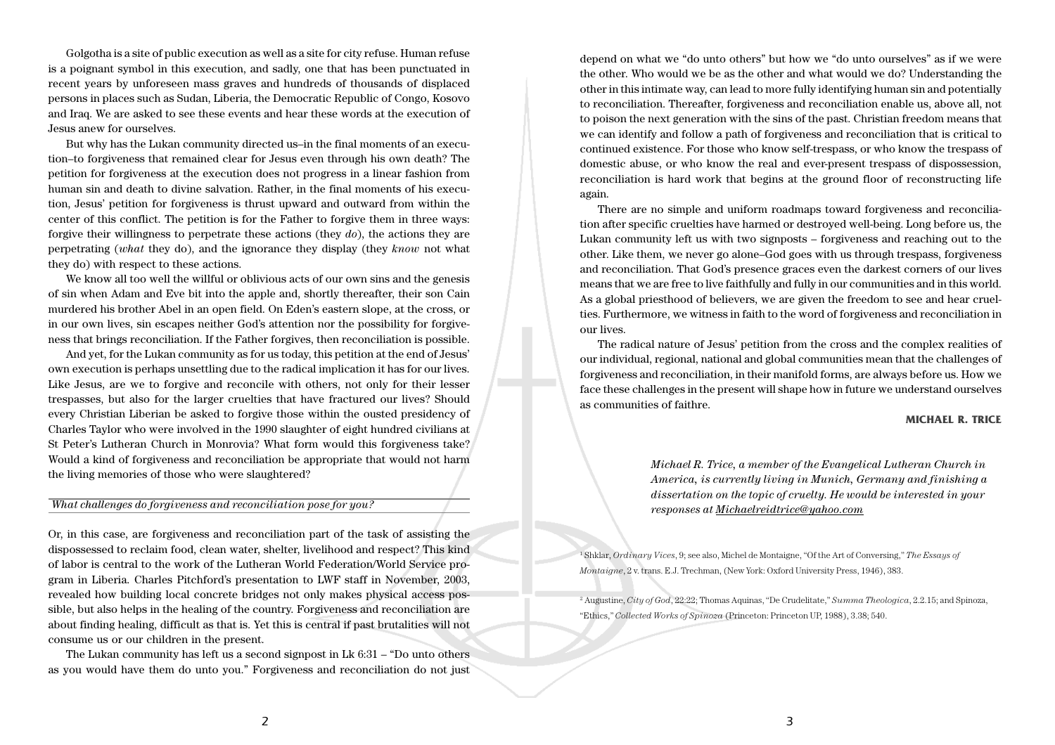Golgotha is a site of public execution as well as a site for city refuse. Human refuse is a poignant symbol in this execution, and sadly, one that has been punctuated in recent years by unforeseen mass graves and hundreds of thousands of displaced persons in places such as Sudan, Liberia, the Democratic Republic of Congo, Kosovo and Iraq. We are asked to see these events and hear these words at the execution of Jesus anew for ourselves.

But why has the Lukan community directed us–in the final moments of an execution–to forgiveness that remained clear for Jesus even through his own death? The petition for forgiveness at the execution does not progress in a linear fashion from human sin and death to divine salvation. Rather, in the final moments of his execution, Jesus' petition for forgiveness is thrust upward and outward from within the center of this conflict. The petition is for the Father to forgive them in three ways: forgive their willingness to perpetrate these actions (they *do*), the actions they are perpetrating (*what* they do), and the ignorance they display (they *know* not what they do) with respect to these actions.

We know all too well the willful or oblivious acts of our own sins and the genesis of sin when Adam and Eve bit into the apple and, shortly thereafter, their son Cain murdered his brother Abel in an open field. On Eden's eastern slope, at the cross, or in our own lives, sin escapes neither God's attention nor the possibility for forgiveness that brings reconciliation. If the Father forgives, then reconciliation is possible.

And yet, for the Lukan community as for us today, this petition at the end of Jesus' own execution is perhaps unsettling due to the radical implication it has for our lives. Like Jesus, are we to forgive and reconcile with others, not only for their lesser trespasses, but also for the larger cruelties that have fractured our lives? Should every Christian Liberian be asked to forgive those within the ousted presidency of Charles Taylor who were involved in the 1990 slaughter of eight hundred civilians at St Peter's Lutheran Church in Monrovia? What form would this forgiveness take? Would a kind of forgiveness and reconciliation be appropriate that would not harm the living memories of those who were slaughtered?

*What challenges do forgiveness and reconciliation pose for you?*

Or, in this case, are forgiveness and reconciliation part of the task of assisting the dispossessed to reclaim food, clean water, shelter, livelihood and respect? This kind of labor is central to the work of the Lutheran World Federation/World Service program in Liberia. Charles Pitchford's presentation to LWF staff in November, 2003, revealed how building local concrete bridges not only makes physical access possible, but also helps in the healing of the country. Forgiveness and reconciliation are about finding healing, difficult as that is. Yet this is central if past brutalities will not consume us or our children in the present.

The Lukan community has left us a second signpost in Lk 6:31 – "Do unto others as you would have them do unto you." Forgiveness and reconciliation do not just depend on what we "do unto others" but how we "do unto ourselves" as if we were the other. Who would we be as the other and what would we do? Understanding the other in this intimate way, can lead to more fully identifying human sin and potentially to reconciliation. Thereafter, forgiveness and reconciliation enable us, above all, not to poison the next generation with the sins of the past. Christian freedom means that we can identify and follow a path of forgiveness and reconciliation that is critical to continued existence. For those who know self-trespass, or who know the trespass of domestic abuse, or who know the real and ever-present trespass of dispossession, reconciliation is hard work that begins at the ground floor of reconstructing life again.

There are no simple and uniform roadmaps toward forgiveness and reconciliation after specific cruelties have harmed or destroyed well-being. Long before us, the Lukan community left us with two signposts – forgiveness and reaching out to the other. Like them, we never go alone–God goes with us through trespass, forgiveness and reconciliation. That God's presence graces even the darkest corners of our lives means that we are free to live faithfully and fully in our communities and in this world. As a global priesthood of believers, we are given the freedom to see and hear cruelties. Furthermore, we witness in faith to the word of forgiveness and reconciliation in our lives.

The radical nature of Jesus' petition from the cross and the complex realities of our individual, regional, national and global communities mean that the challenges of forgiveness and reconciliation, in their manifold forms, are always before us. How we face these challenges in the present will shape how in future we understand ourselves as communities of faithre.

**MICHAEL R. TRICE**

*Michael R. Trice, a member of the Evangelical Lutheran Church in America, is currently living in Munich, Germany and finishing a dissertation on the topic of cruelty. He would be interested in your responses at Michaelreidtrice@yahoo.com*

[1] Shklar, *Ordinary Vices*, 9; see also, Michel de Montaigne, "Of the Art of Conversing," *The Essays of Montaigne*, 2 v. trans. E.J. Trechman, (New York: Oxford University Press, 1946), 383.

[2] Augustine, *City of God*, 22:22; Thomas Aquinas, "De Crudelitate," *Summa Theologica*, 2.2.15; and Spinoza, "Ethics," *Collected Works of Spinoza* (Princeton: Princeton UP, 1988), 3.38; 540.